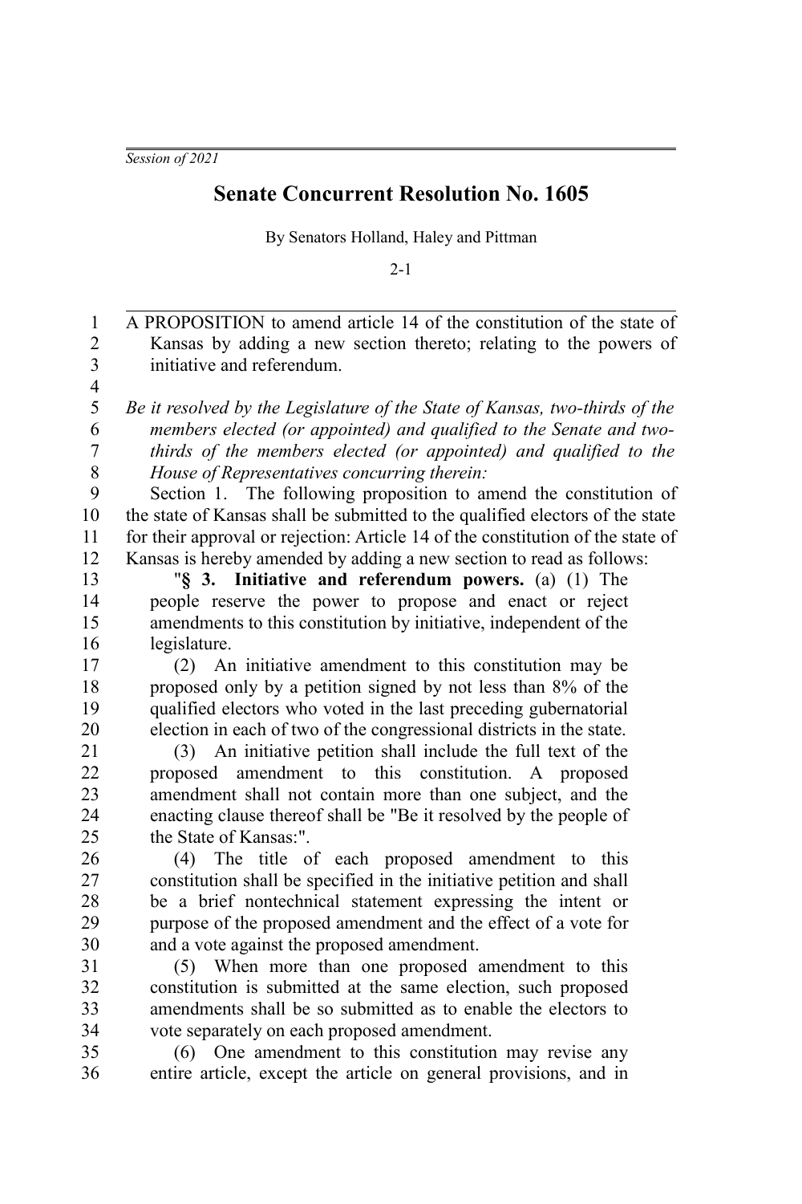*Session of 2021*

# Senate Concurrent Resolution No. 1605

By Senators Holland, Haley and Pittman

2-1

A PROPOSITION to amend article 14 of the constitution of the state of Kansas by adding a new section thereto; relating to the powers of initiative and referendum.

*Be it resolved by the Legislature of the State of Kansas, two-thirds of the members elected (or appointed) and qualified to the Senate and two-thirds of the members elected (or appointed) and qualified to the House of Representatives concurring therein:*

Section 1. The following proposition to amend the constitution of the state of Kansas shall be submitted to the qualified electors of the state for their approval or rejection: Article 14 of the constitution of the state of Kansas is hereby amended by adding a new section to read as follows:

"**§ 3. Initiative and referendum powers.** (a) (1) The people reserve the power to propose and enact or reject amendments to this constitution by initiative, independent of the legislature.

(2) An initiative amendment to this constitution may be proposed only by a petition signed by not less than 8% of the qualified electors who voted in the last preceding gubernatorial election in each of two of the congressional districts in the state.

(3) An initiative petition shall include the full text of the proposed amendment to this constitution. A proposed amendment shall not contain more than one subject, and the enacting clause thereof shall be "Be it resolved by the people of the State of Kansas:".

(4) The title of each proposed amendment to this constitution shall be specified in the initiative petition and shall be a brief nontechnical statement expressing the intent or purpose of the proposed amendment and the effect of a vote for and a vote against the proposed amendment.

(5) When more than one proposed amendment to this constitution is submitted at the same election, such proposed amendments shall be so submitted as to enable the electors to vote separately on each proposed amendment.

(6) One amendment to this constitution may revise any entire article, except the article on general provisions, and in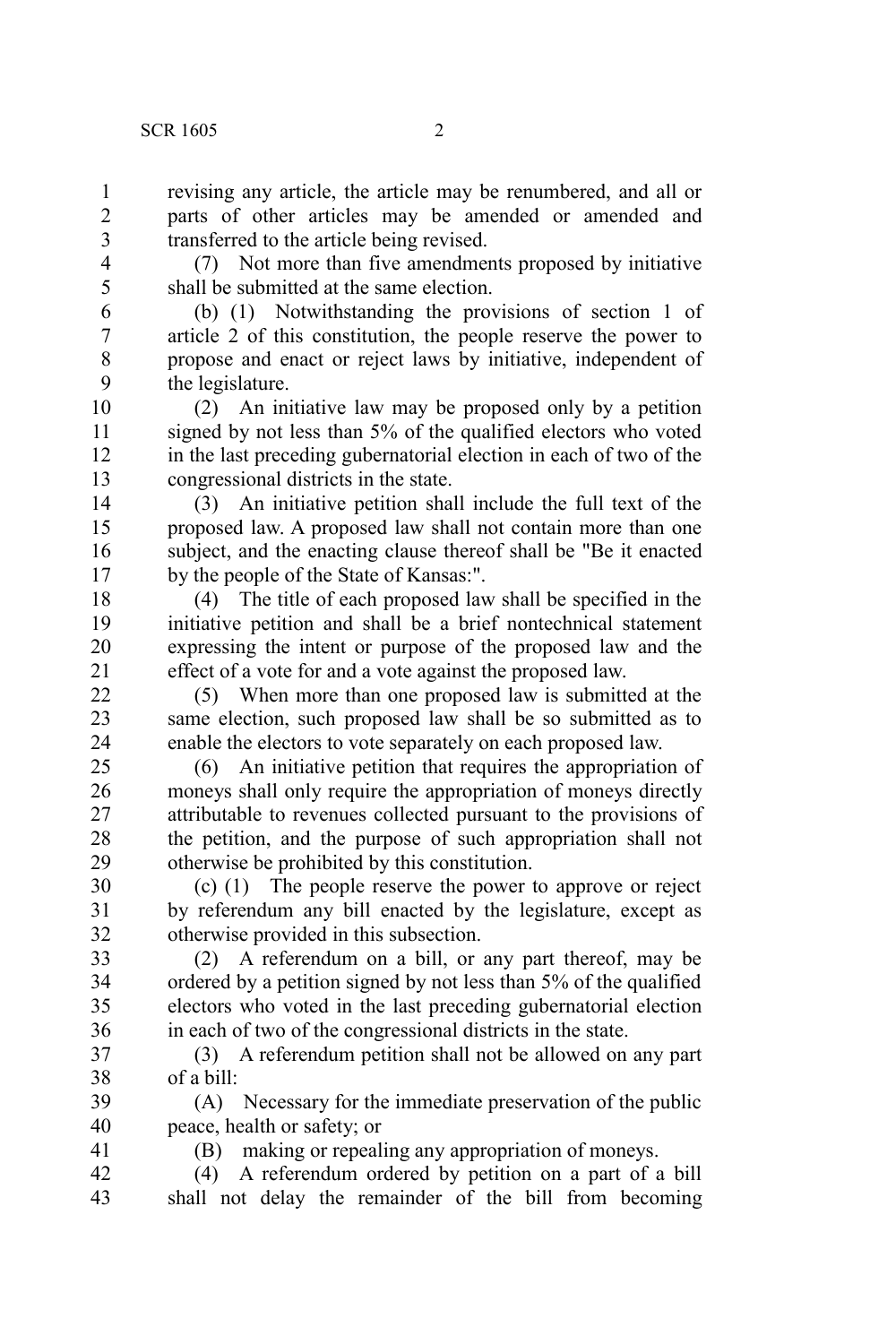revising any article, the article may be renumbered, and all or parts of other articles may be amended or amended and transferred to the article being revised.

(7) Not more than five amendments proposed by initiative shall be submitted at the same election.

(b) (1) Notwithstanding the provisions of section 1 of article 2 of this constitution, the people reserve the power to propose and enact or reject laws by initiative, independent of the legislature.

(2) An initiative law may be proposed only by a petition signed by not less than 5% of the qualified electors who voted in the last preceding gubernatorial election in each of two of the congressional districts in the state.

(3) An initiative petition shall include the full text of the proposed law. A proposed law shall not contain more than one subject, and the enacting clause thereof shall be "Be it enacted by the people of the State of Kansas:".

(4) The title of each proposed law shall be specified in the initiative petition and shall be a brief nontechnical statement expressing the intent or purpose of the proposed law and the effect of a vote for and a vote against the proposed law.

(5) When more than one proposed law is submitted at the same election, such proposed law shall be so submitted as to enable the electors to vote separately on each proposed law.

(6) An initiative petition that requires the appropriation of moneys shall only require the appropriation of moneys directly attributable to revenues collected pursuant to the provisions of the petition, and the purpose of such appropriation shall not otherwise be prohibited by this constitution.

(c) (1) The people reserve the power to approve or reject by referendum any bill enacted by the legislature, except as otherwise provided in this subsection.

(2) A referendum on a bill, or any part thereof, may be ordered by a petition signed by not less than 5% of the qualified electors who voted in the last preceding gubernatorial election in each of two of the congressional districts in the state.

(3) A referendum petition shall not be allowed on any part of a bill:

(A) Necessary for the immediate preservation of the public peace, health or safety; or

(B) making or repealing any appropriation of moneys.

(4) A referendum ordered by petition on a part of a bill shall not delay the remainder of the bill from becoming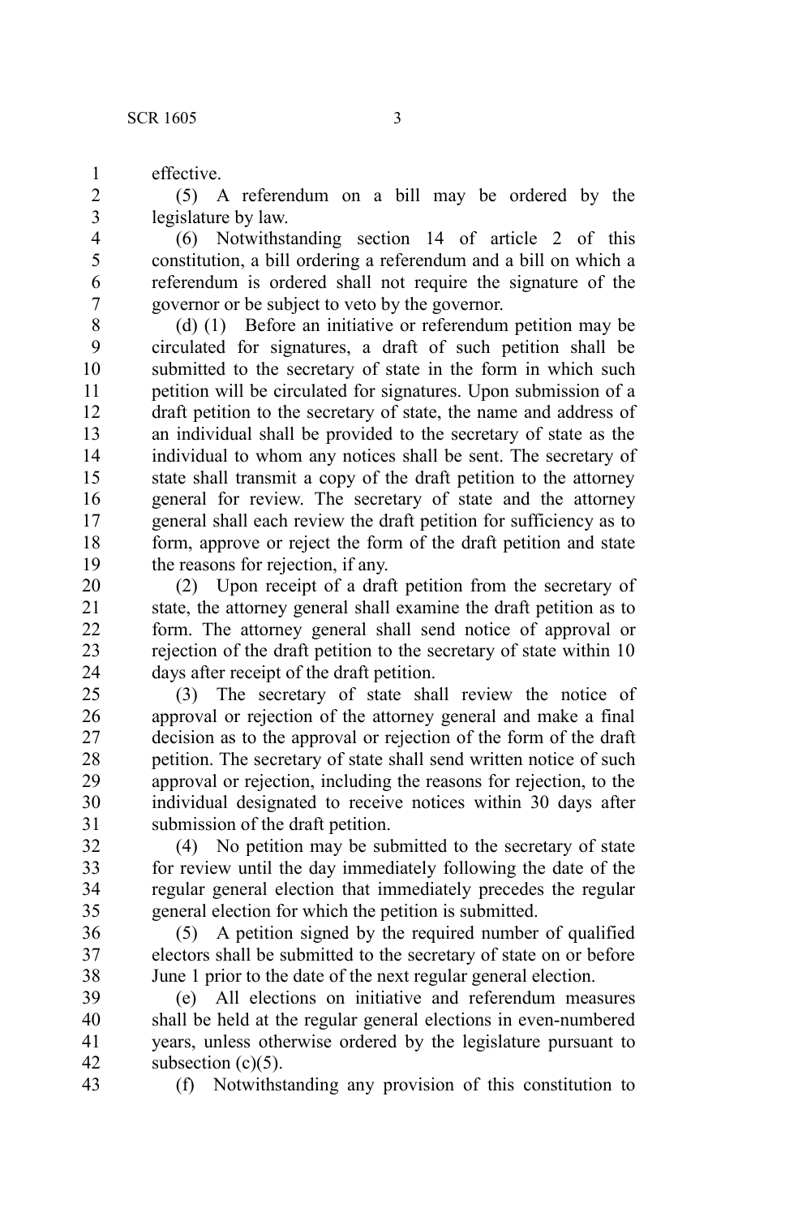effective.

(5) A referendum on a bill may be ordered by the legislature by law.

(6) Notwithstanding section 14 of article 2 of this constitution, a bill ordering a referendum and a bill on which a referendum is ordered shall not require the signature of the governor or be subject to veto by the governor.

(d) (1) Before an initiative or referendum petition may be circulated for signatures, a draft of such petition shall be submitted to the secretary of state in the form in which such petition will be circulated for signatures. Upon submission of a draft petition to the secretary of state, the name and address of an individual shall be provided to the secretary of state as the individual to whom any notices shall be sent. The secretary of state shall transmit a copy of the draft petition to the attorney general for review. The secretary of state and the attorney general shall each review the draft petition for sufficiency as to form, approve or reject the form of the draft petition and state the reasons for rejection, if any.

(2) Upon receipt of a draft petition from the secretary of state, the attorney general shall examine the draft petition as to form. The attorney general shall send notice of approval or rejection of the draft petition to the secretary of state within 10 days after receipt of the draft petition.

(3) The secretary of state shall review the notice of approval or rejection of the attorney general and make a final decision as to the approval or rejection of the form of the draft petition. The secretary of state shall send written notice of such approval or rejection, including the reasons for rejection, to the individual designated to receive notices within 30 days after submission of the draft petition.

(4) No petition may be submitted to the secretary of state for review until the day immediately following the date of the regular general election that immediately precedes the regular general election for which the petition is submitted.

(5) A petition signed by the required number of qualified electors shall be submitted to the secretary of state on or before June 1 prior to the date of the next regular general election.

(e) All elections on initiative and referendum measures shall be held at the regular general elections in even-numbered years, unless otherwise ordered by the legislature pursuant to subsection (c)(5).

(f) Notwithstanding any provision of this constitution to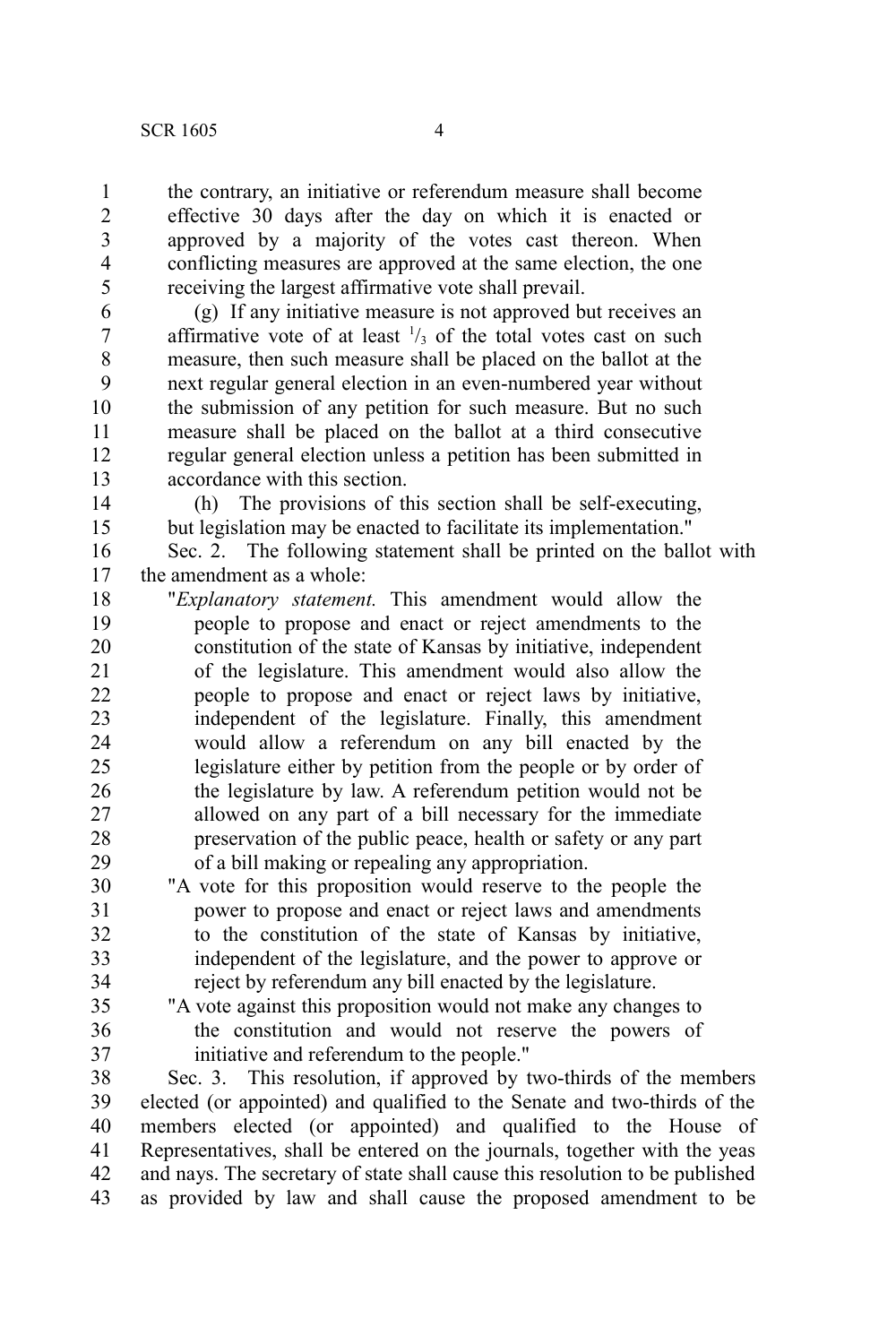the contrary, an initiative or referendum measure shall become effective 30 days after the day on which it is enacted or approved by a majority of the votes cast thereon. When conflicting measures are approved at the same election, the one receiving the largest affirmative vote shall prevail.

(g) If any initiative measure is not approved but receives an affirmative vote of at least $^1/_3$ of the total votes cast on such measure, then such measure shall be placed on the ballot at the next regular general election in an even-numbered year without the submission of any petition for such measure. But no such measure shall be placed on the ballot at a third consecutive regular general election unless a petition has been submitted in accordance with this section.

(h) The provisions of this section shall be self-executing, but legislation may be enacted to facilitate its implementation."

Sec. 2. The following statement shall be printed on the ballot with the amendment as a whole:

"*Explanatory statement.* This amendment would allow the people to propose and enact or reject amendments to the constitution of the state of Kansas by initiative, independent of the legislature. This amendment would also allow the people to propose and enact or reject laws by initiative, independent of the legislature. Finally, this amendment would allow a referendum on any bill enacted by the legislature either by petition from the people or by order of the legislature by law. A referendum petition would not be allowed on any part of a bill necessary for the immediate preservation of the public peace, health or safety or any part of a bill making or repealing any appropriation.

"A vote for this proposition would reserve to the people the power to propose and enact or reject laws and amendments to the constitution of the state of Kansas by initiative, independent of the legislature, and the power to approve or reject by referendum any bill enacted by the legislature.

"A vote against this proposition would not make any changes to the constitution and would not reserve the powers of initiative and referendum to the people."

Sec. 3. This resolution, if approved by two-thirds of the members elected (or appointed) and qualified to the Senate and two-thirds of the members elected (or appointed) and qualified to the House of Representatives, shall be entered on the journals, together with the yeas and nays. The secretary of state shall cause this resolution to be published as provided by law and shall cause the proposed amendment to be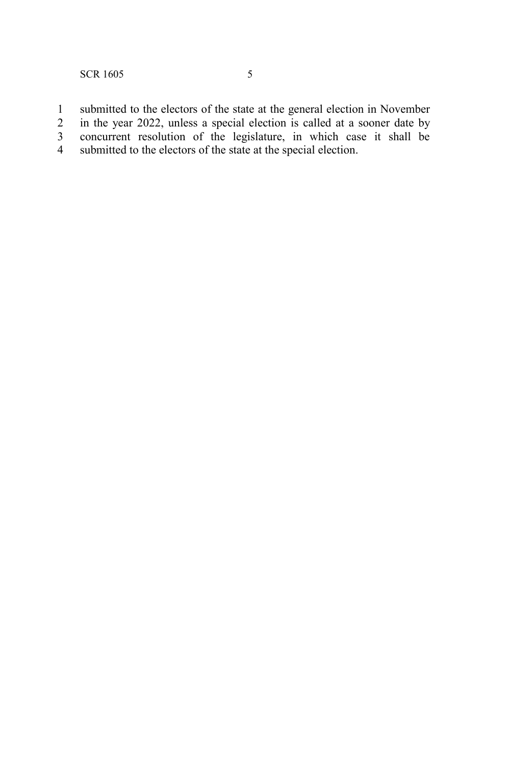submitted to the electors of the state at the general election in November in the year 2022, unless a special election is called at a sooner date by concurrent resolution of the legislature, in which case it shall be submitted to the electors of the state at the special election.